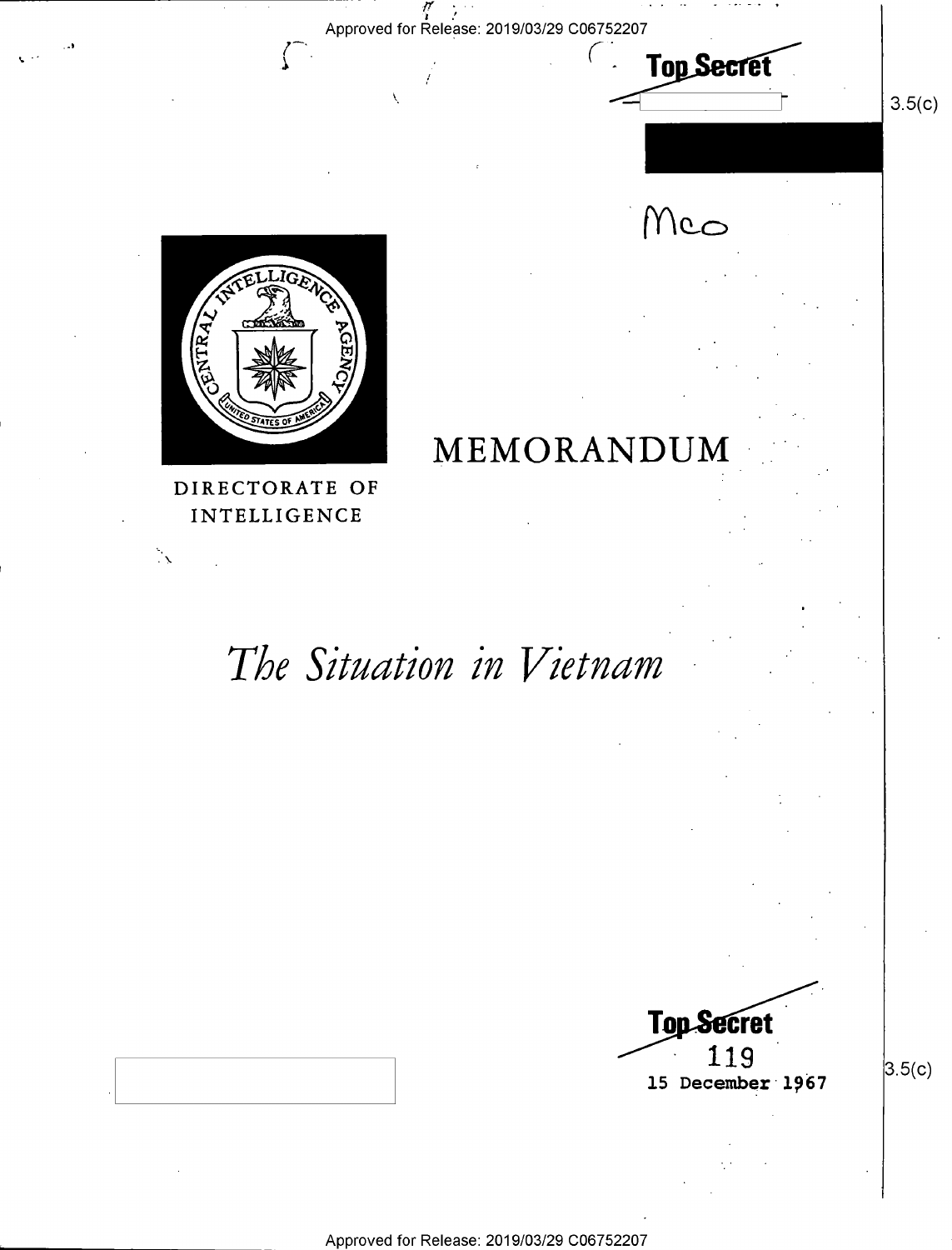Approved for Release: 2019/03/29 C06752207

**Top Secret**

3.5(c)

Mco

DIRECTORATE OF INTELLIGENCE

# MEMORANDUM

# *The Situation in Vietnam*

**Top Secret**

119

**15 December 1967**

3.5(c)

Approved for Release: 2019/03/29 C06752207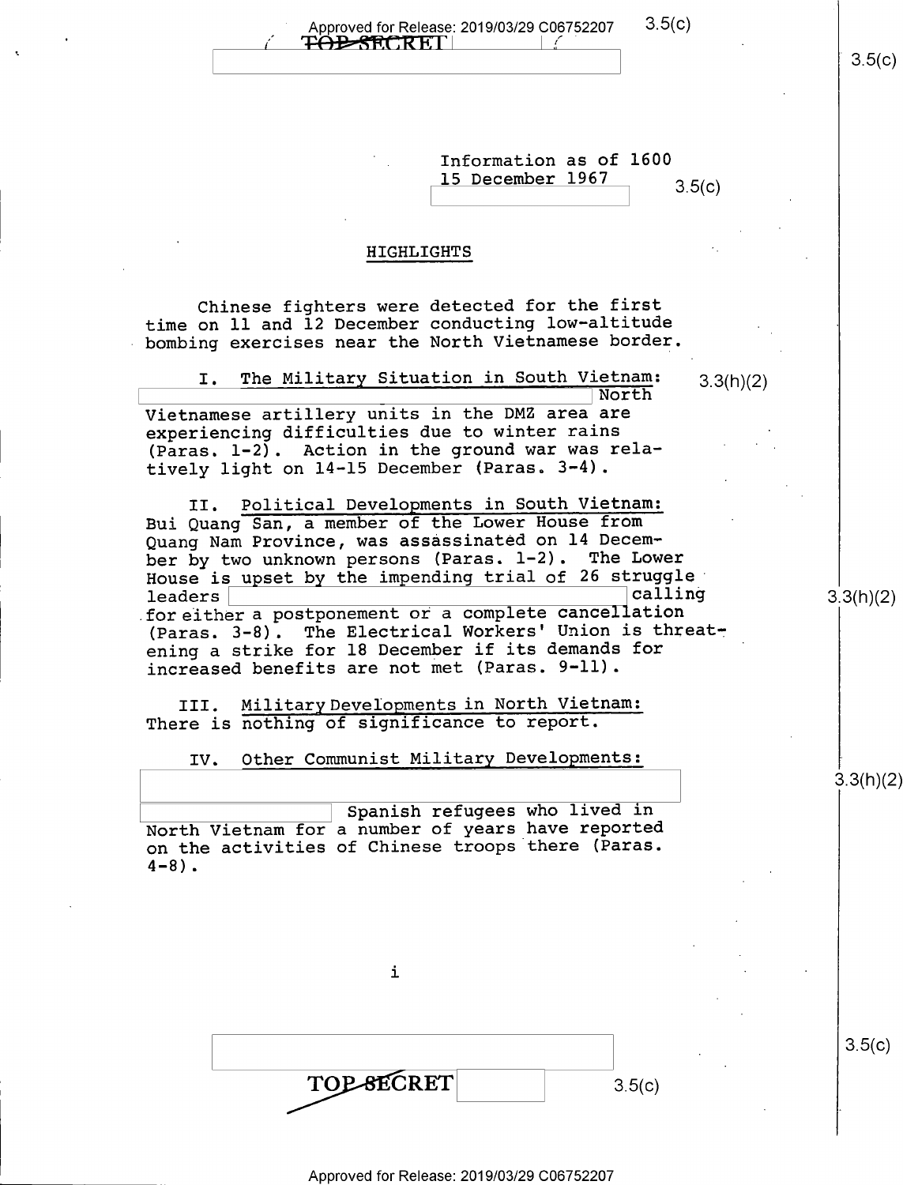Information as of 1600
15 December 1967

## HIGHLIGHTS

Chinese fighters were detected for the first time on 11 and 12 December conducting low-altitude bombing exercises near the North Vietnamese border.

I. The Military Situation in South Vietnam: North Vietnamese artillery units in the DMZ area are experiencing difficulties due to winter rains (Paras. 1-2). Action in the ground war was relatively light on 14-15 December (Paras. 3-4).

II. Political Developments in South Vietnam: Bui Quang San, a member of the Lower House from Quang Nam Province, was assassinated on 14 December by two unknown persons (Paras. 1-2). The Lower House is upset by the impending trial of 26 struggle leaders calling for either a postponement or a complete cancellation (Paras. 3-8). The Electrical Workers' Union is threatening a strike for 18 December if its demands for increased benefits are not met (Paras. 9-11).

III. Military Developments in North Vietnam: There is nothing of significance to report.

IV. Other Communist Military Developments: Spanish refugees who lived in North Vietnam for a number of years have reported on the activities of Chinese troops there (Paras. 4-8).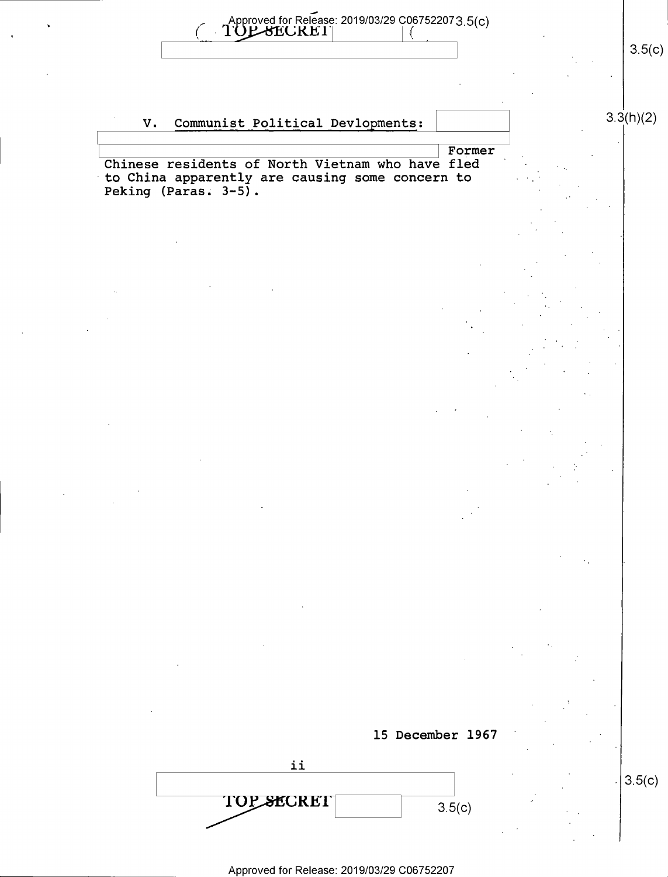V. Communist Political Devlopments:

Former Chinese residents of North Vietnam who have fled to China apparently are causing some concern to Peking (Paras. 3-5).

15 December 1967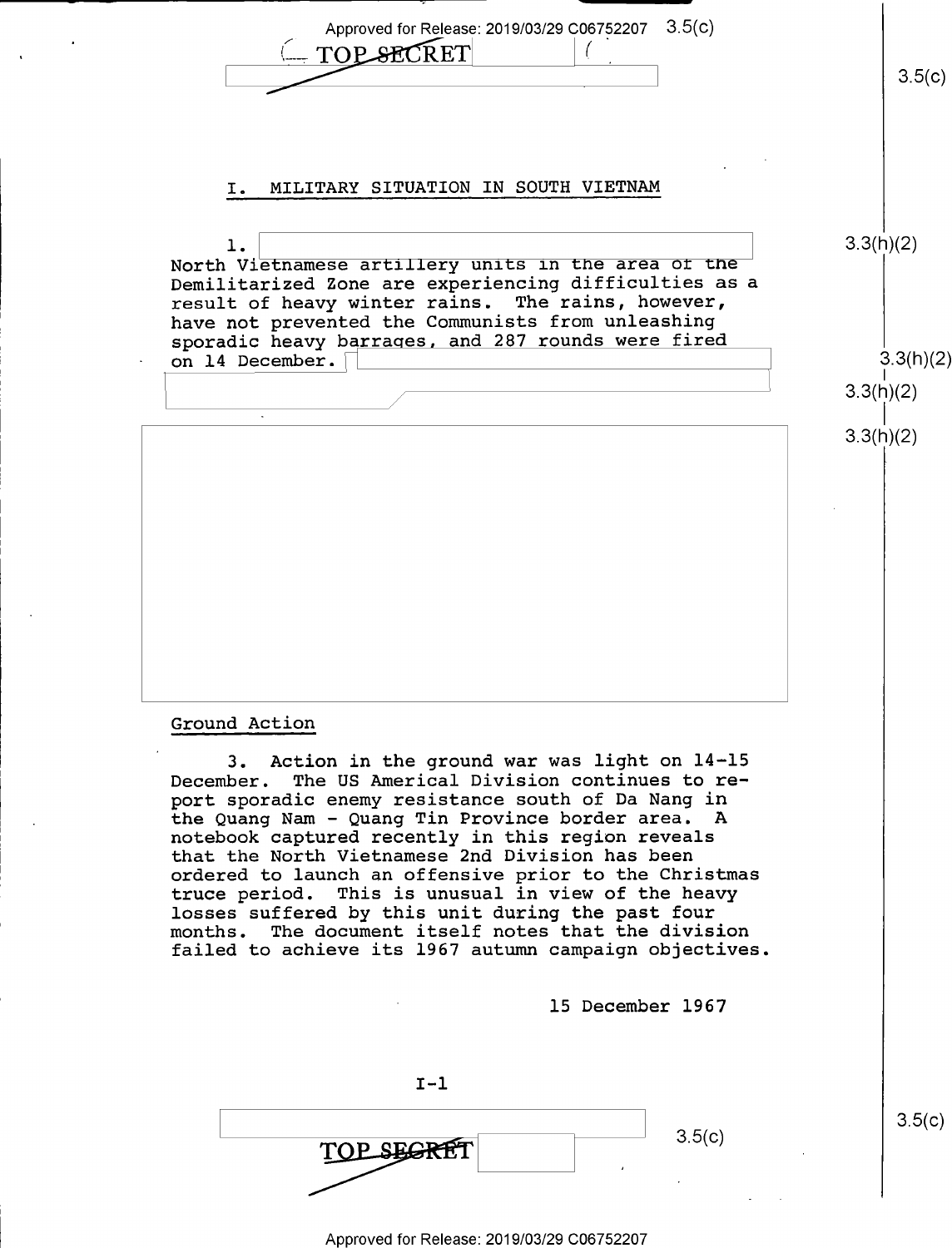## I. MILITARY SITUATION IN SOUTH VIETNAM

1. North Vietnamese artillery units in the area of the Demilitarized Zone are experiencing difficulties as a result of heavy winter rains. The rains, however, have not prevented the Communists from unleashing sporadic heavy barrages, and 287 rounds were fired on 14 December.

### Ground Action

3. Action in the ground war was light on 14-15 December. The US Americal Division continues to report sporadic enemy resistance south of Da Nang in the Quang Nam - Quang Tin Province border area. A notebook captured recently in this region reveals that the North Vietnamese 2nd Division has been ordered to launch an offensive prior to the Christmas truce period. This is unusual in view of the heavy losses suffered by this unit during the past four months. The document itself notes that the division failed to achieve its 1967 autumn campaign objectives.

15 December 1967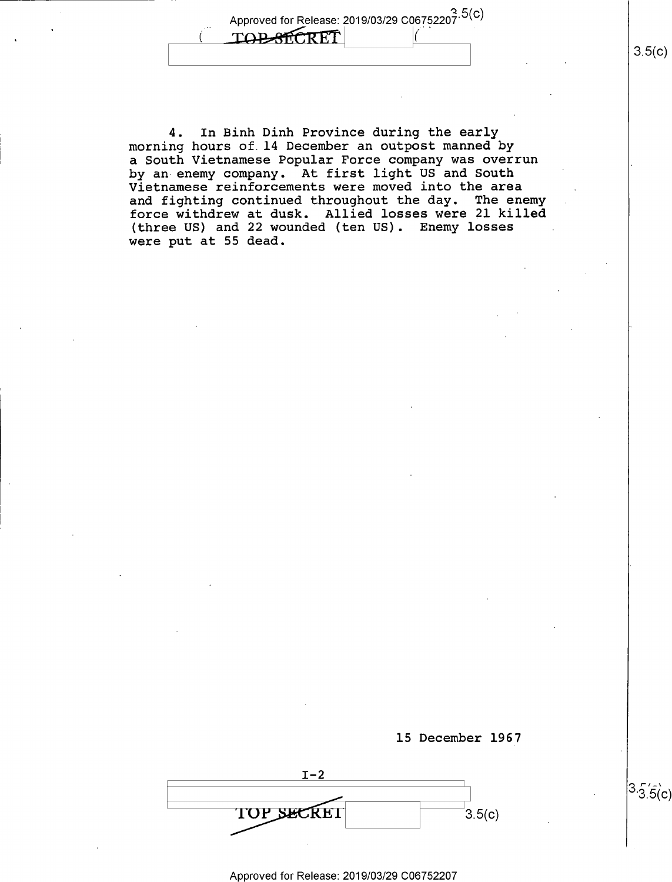4. In Binh Dinh Province during the early morning hours of 14 December an outpost manned by a South Vietnamese Popular Force company was overrun by an enemy company. At first light US and South Vietnamese reinforcements were moved into the area and fighting continued throughout the day. The enemy force withdrew at dusk. Allied losses were 21 killed (three US) and 22 wounded (ten US). Enemy losses were put at 55 dead.

15 December 1967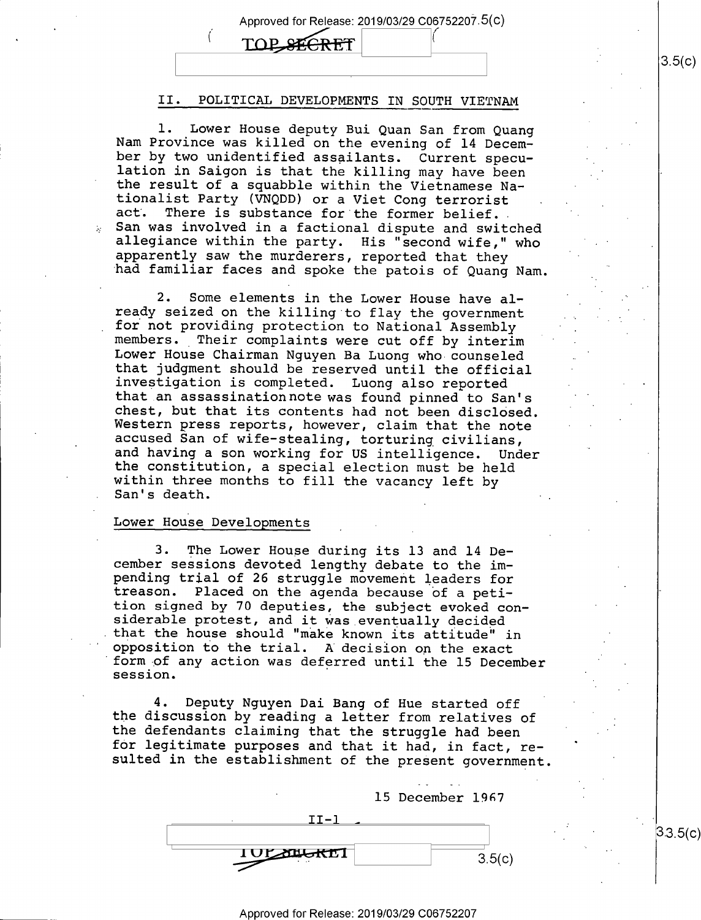## II. POLITICAL DEVELOPMENTS IN SOUTH VIETNAM

1. Lower House deputy Bui Quan San from Quang Nam Province was killed on the evening of 14 December by two unidentified assailants. Current speculation in Saigon is that the killing may have been the result of a squabble within the Vietnamese Nationalist Party (VNQDD) or a Viet Cong terrorist act. There is substance for the former belief. San was involved in a factional dispute and switched allegiance within the party. His "second wife," who apparently saw the murderers, reported that they had familiar faces and spoke the patois of Quang Nam.

2. Some elements in the Lower House have already seized on the killing to flay the government for not providing protection to National Assembly members. Their complaints were cut off by interim Lower House Chairman Nguyen Ba Luong who counseled that judgment should be reserved until the official investigation is completed. Luong also reported that an assassination note was found pinned to San's chest, but that its contents had not been disclosed. Western press reports, however, claim that the note accused San of wife-stealing, torturing civilians, and having a son working for US intelligence. Under the constitution, a special election must be held within three months to fill the vacancy left by San's death.

### Lower House Developments

3. The Lower House during its 13 and 14 December sessions devoted lengthy debate to the impending trial of 26 struggle movement leaders for treason. Placed on the agenda because of a petition signed by 70 deputies, the subject evoked considerable protest, and it was eventually decided that the house should "make known its attitude" in opposition to the trial. A decision on the exact form of any action was deferred until the 15 December session.

4. Deputy Nguyen Dai Bang of Hue started off the discussion by reading a letter from relatives of the defendants claiming that the struggle had been for legitimate purposes and that it had, in fact, resulted in the establishment of the present government.

15 December 1967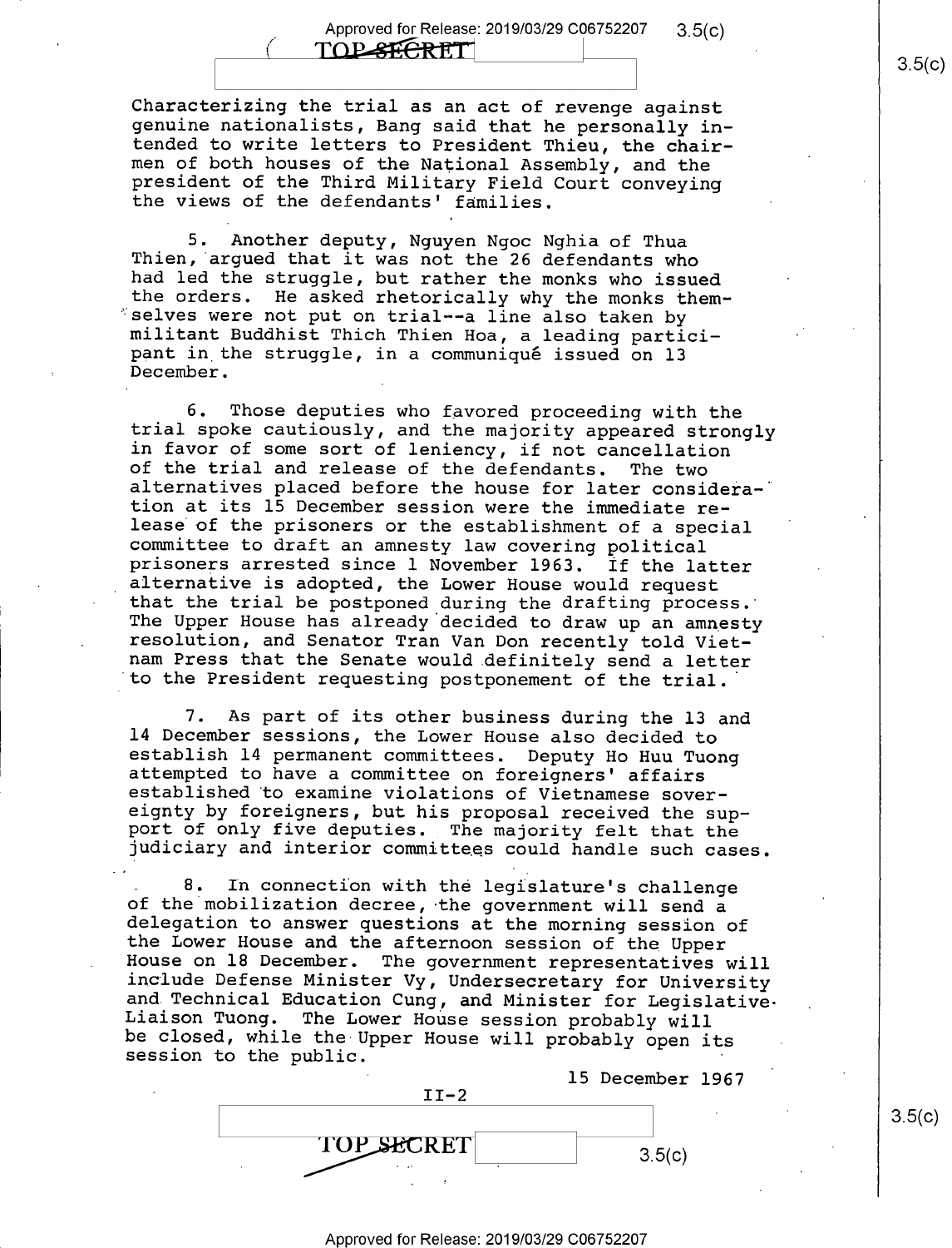Characterizing the trial as an act of revenge against genuine nationalists, Bang said that he personally intended to write letters to President Thieu, the chairmen of both houses of the National Assembly, and the president of the Third Military Field Court conveying the views of the defendants' families.

5. Another deputy, Nguyen Ngoc Nghia of Thua Thien, argued that it was not the 26 defendants who had led the struggle, but rather the monks who issued the orders. He asked rhetorically why the monks themselves were not put on trial--a line also taken by militant Buddhist Thich Thien Hoa, a leading participant in the struggle, in a communiqué issued on 13 December.

6. Those deputies who favored proceeding with the trial spoke cautiously, and the majority appeared strongly in favor of some sort of leniency, if not cancellation of the trial and release of the defendants. The two alternatives placed before the house for later consideration at its 15 December session were the immediate release of the prisoners or the establishment of a special committee to draft an amnesty law covering political prisoners arrested since 1 November 1963. If the latter alternative is adopted, the Lower House would request that the trial be postponed during the drafting process. The Upper House has already decided to draw up an amnesty resolution, and Senator Tran Van Don recently told Vietnam Press that the Senate would definitely send a letter to the President requesting postponement of the trial.

7. As part of its other business during the 13 and 14 December sessions, the Lower House also decided to establish 14 permanent committees. Deputy Ho Huu Tuong attempted to have a committee on foreigners' affairs established to examine violations of Vietnamese sovereignty by foreigners, but his proposal received the support of only five deputies. The majority felt that the judiciary and interior committees could handle such cases.

8. In connection with the legislature's challenge of the mobilization decree, the government will send a delegation to answer questions at the morning session of the Lower House and the afternoon session of the Upper House on 18 December. The government representatives will include Defense Minister Vy, Undersecretary for University and Technical Education Cung, and Minister for Legislative Liaison Tuong. The Lower House session probably will be closed, while the Upper House will probably open its session to the public.

15 December 1967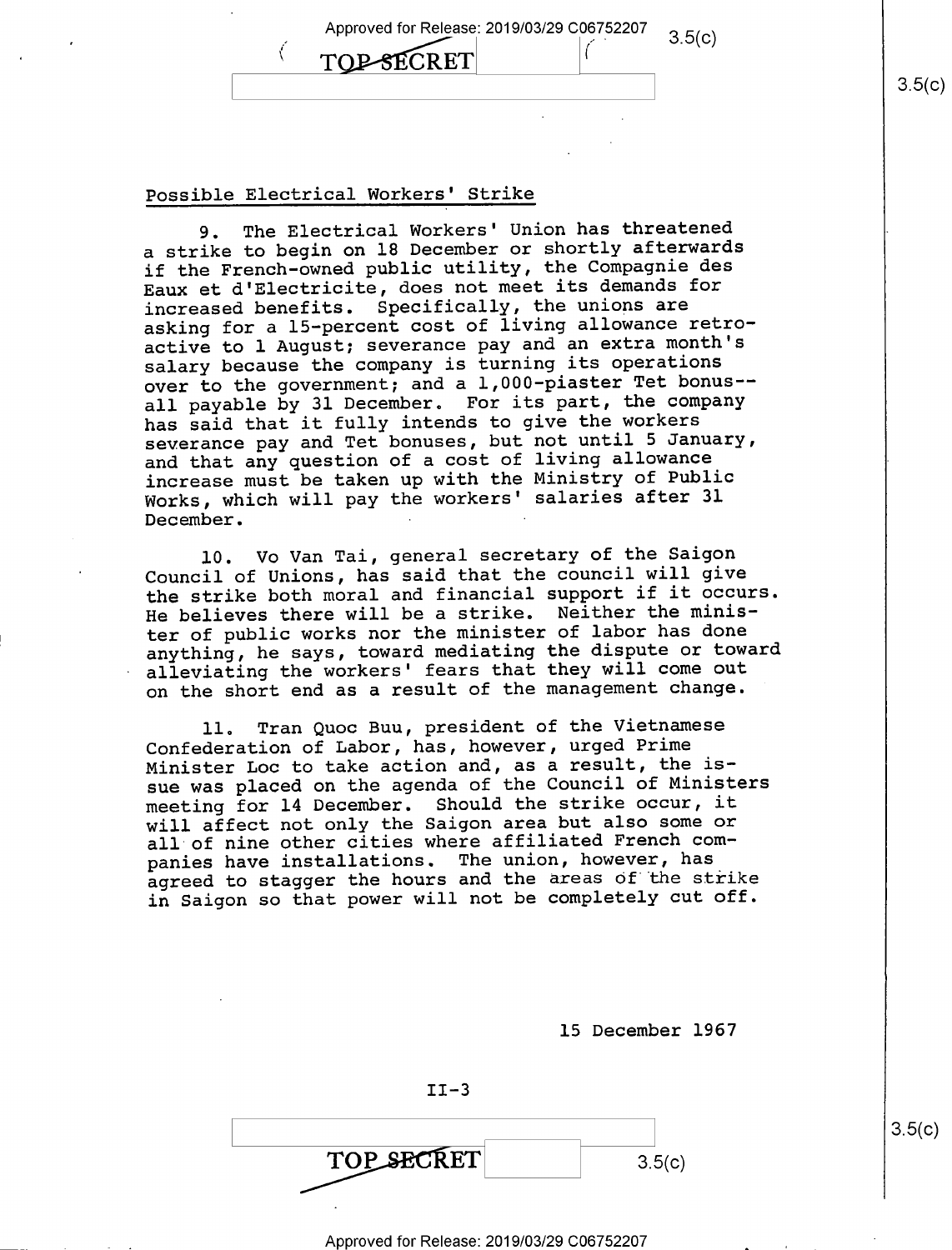## Possible Electrical Workers' Strike

9. The Electrical Workers' Union has threatened a strike to begin on 18 December or shortly afterwards if the French-owned public utility, the Compagnie des Eaux et d'Electricite, does not meet its demands for increased benefits. Specifically, the unions are asking for a 15-percent cost of living allowance retroactive to 1 August; severance pay and an extra month's salary because the company is turning its operations over to the government; and a 1,000-piaster Tet bonus--all payable by 31 December. For its part, the company has said that it fully intends to give the workers severance pay and Tet bonuses, but not until 5 January, and that any question of a cost of living allowance increase must be taken up with the Ministry of Public Works, which will pay the workers' salaries after 31 December.

10. Vo Van Tai, general secretary of the Saigon Council of Unions, has said that the council will give the strike both moral and financial support if it occurs. He believes there will be a strike. Neither the minister of public works nor the minister of labor has done anything, he says, toward mediating the dispute or toward alleviating the workers' fears that they will come out on the short end as a result of the management change.

11. Tran Quoc Buu, president of the Vietnamese Confederation of Labor, has, however, urged Prime Minister Loc to take action and, as a result, the issue was placed on the agenda of the Council of Ministers meeting for 14 December. Should the strike occur, it will affect not only the Saigon area but also some or all of nine other cities where affiliated French companies have installations. The union, however, has agreed to stagger the hours and the areas of the strike in Saigon so that power will not be completely cut off.

15 December 1967

II-3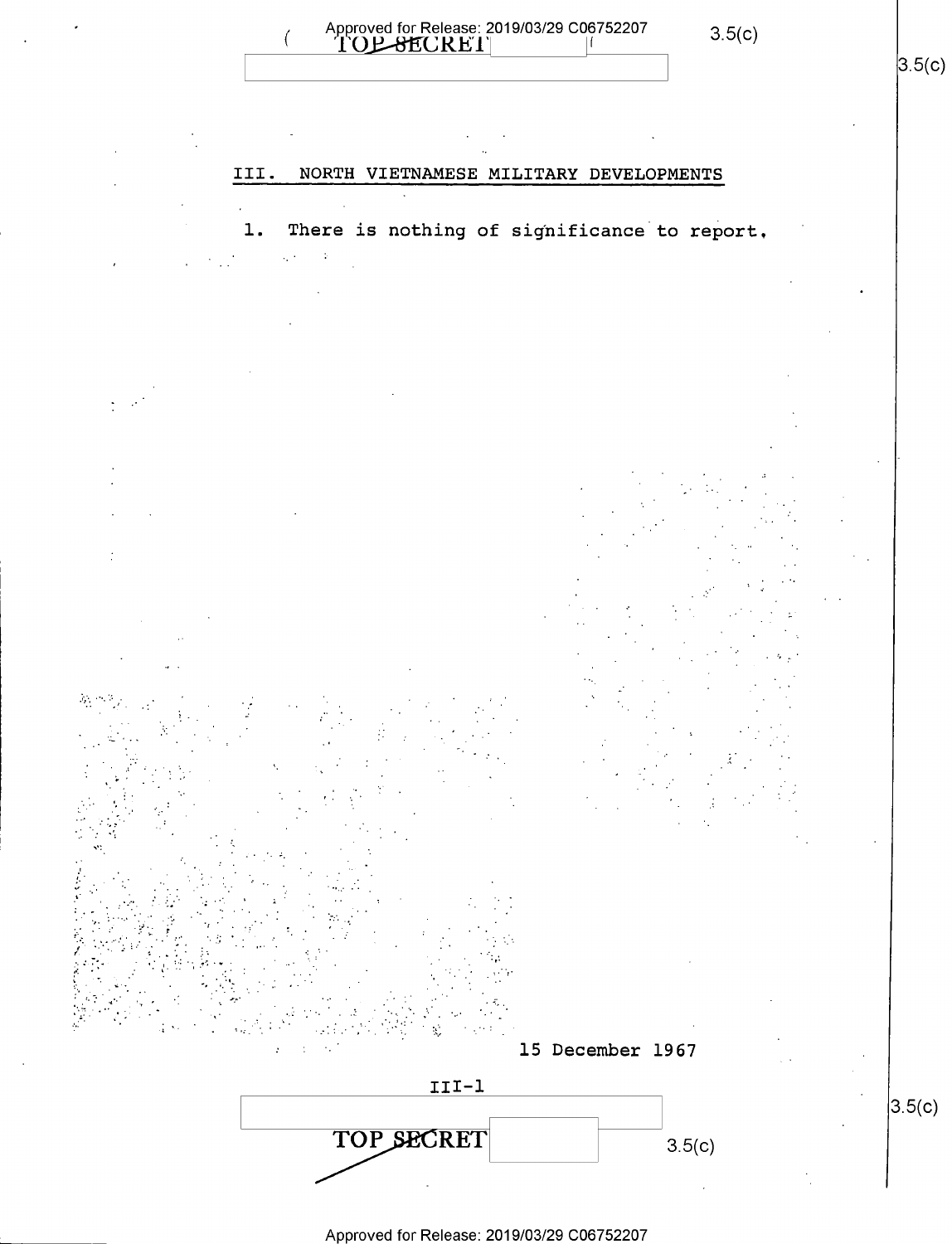## III. NORTH VIETNAMESE MILITARY DEVELOPMENTS

1. There is nothing of significance to report.

15 December 1967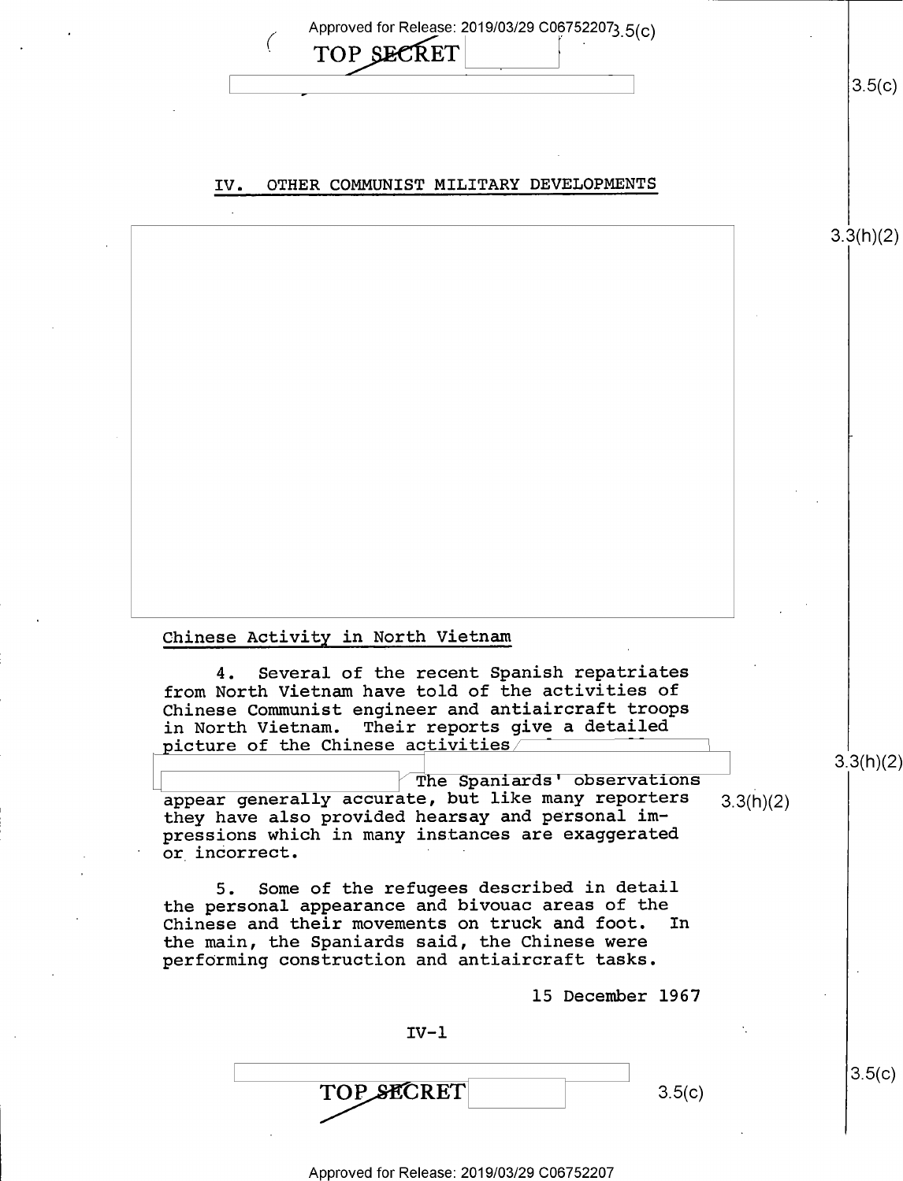## IV. OTHER COMMUNIST MILITARY DEVELOPMENTS

### Chinese Activity in North Vietnam

4. Several of the recent Spanish repatriates from North Vietnam have told of the activities of Chinese Communist engineer and antiaircraft troops in North Vietnam. Their reports give a detailed picture of the Chinese activities The Spaniards' observations appear generally accurate, but like many reporters they have also provided hearsay and personal impressions which in many instances are exaggerated or incorrect.

5. Some of the refugees described in detail the personal appearance and bivouac areas of the Chinese and their movements on truck and foot. In the main, the Spaniards said, the Chinese were performing construction and antiaircraft tasks.

15 December 1967

IV-1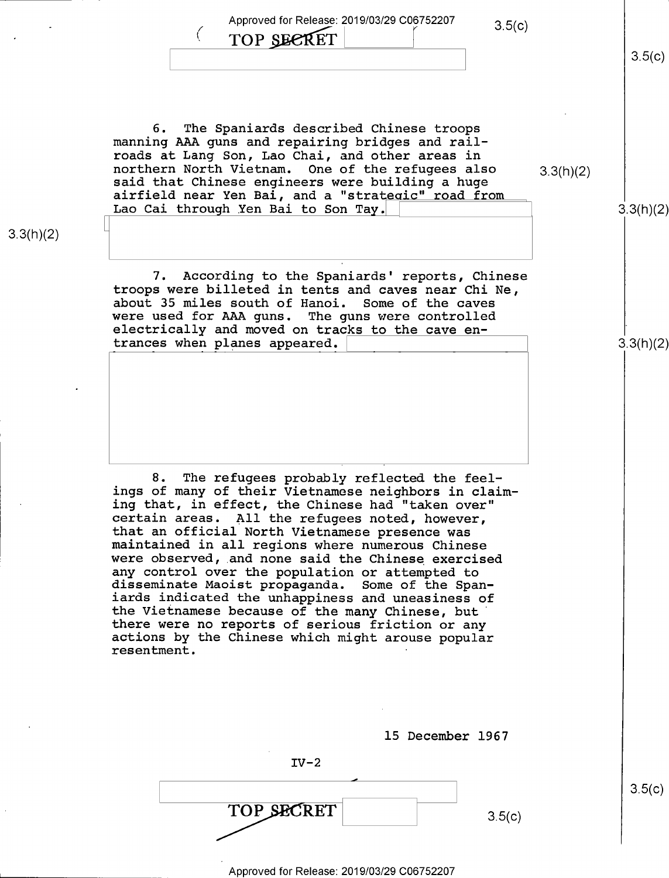6. The Spaniards described Chinese troops manning AAA guns and repairing bridges and railroads at Lang Son, Lao Chai, and other areas in northern North Vietnam. One of the refugees also said that Chinese engineers were building a huge airfield near Yen Bai, and a "strategic" road from Lao Cai through Yen Bai to Son Tay.

7. According to the Spaniards' reports, Chinese troops were billeted in tents and caves near Chi Ne, about 35 miles south of Hanoi. Some of the caves were used for AAA guns. The guns were controlled electrically and moved on tracks to the cave entrances when planes appeared.

8. The refugees probably reflected the feelings of many of their Vietnamese neighbors in claiming that, in effect, the Chinese had "taken over" certain areas. All the refugees noted, however, that an official North Vietnamese presence was maintained in all regions where numerous Chinese were observed, and none said the Chinese exercised any control over the population or attempted to disseminate Maoist propaganda. Some of the Spaniards indicated the unhappiness and uneasiness of the Vietnamese because of the many Chinese, but there were no reports of serious friction or any actions by the Chinese which might arouse popular resentment.

15 December 1967

IV-2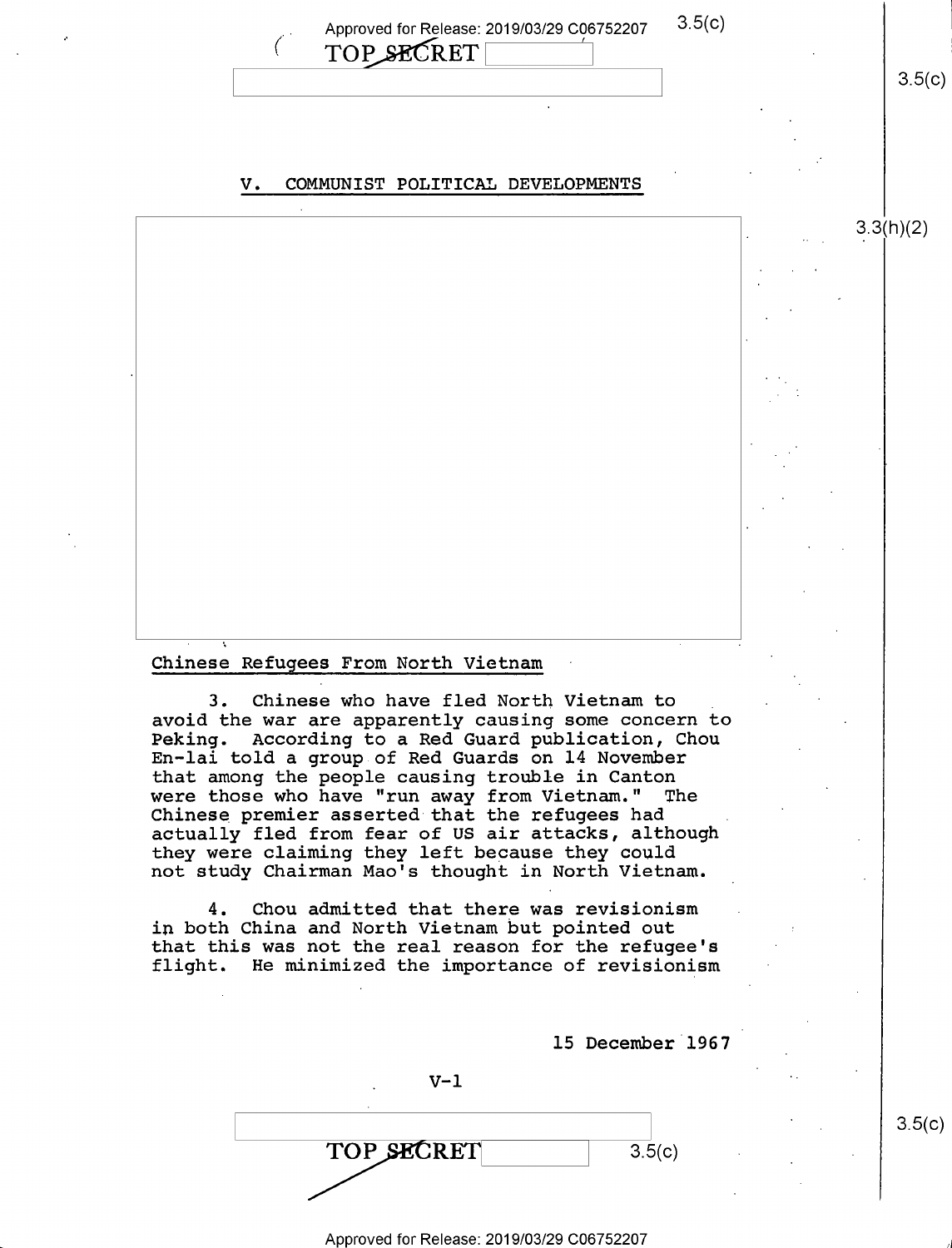## V. COMMUNIST POLITICAL DEVELOPMENTS

### Chinese Refugees From North Vietnam

3. Chinese who have fled North Vietnam to avoid the war are apparently causing some concern to Peking. According to a Red Guard publication, Chou En-lai told a group of Red Guards on 14 November that among the people causing trouble in Canton were those who have "run away from Vietnam." The Chinese premier asserted that the refugees had actually fled from fear of US air attacks, although they were claiming they left because they could not study Chairman Mao's thought in North Vietnam.

4. Chou admitted that there was revisionism in both China and North Vietnam but pointed out that this was not the real reason for the refugee's flight. He minimized the importance of revisionism

15 December 1967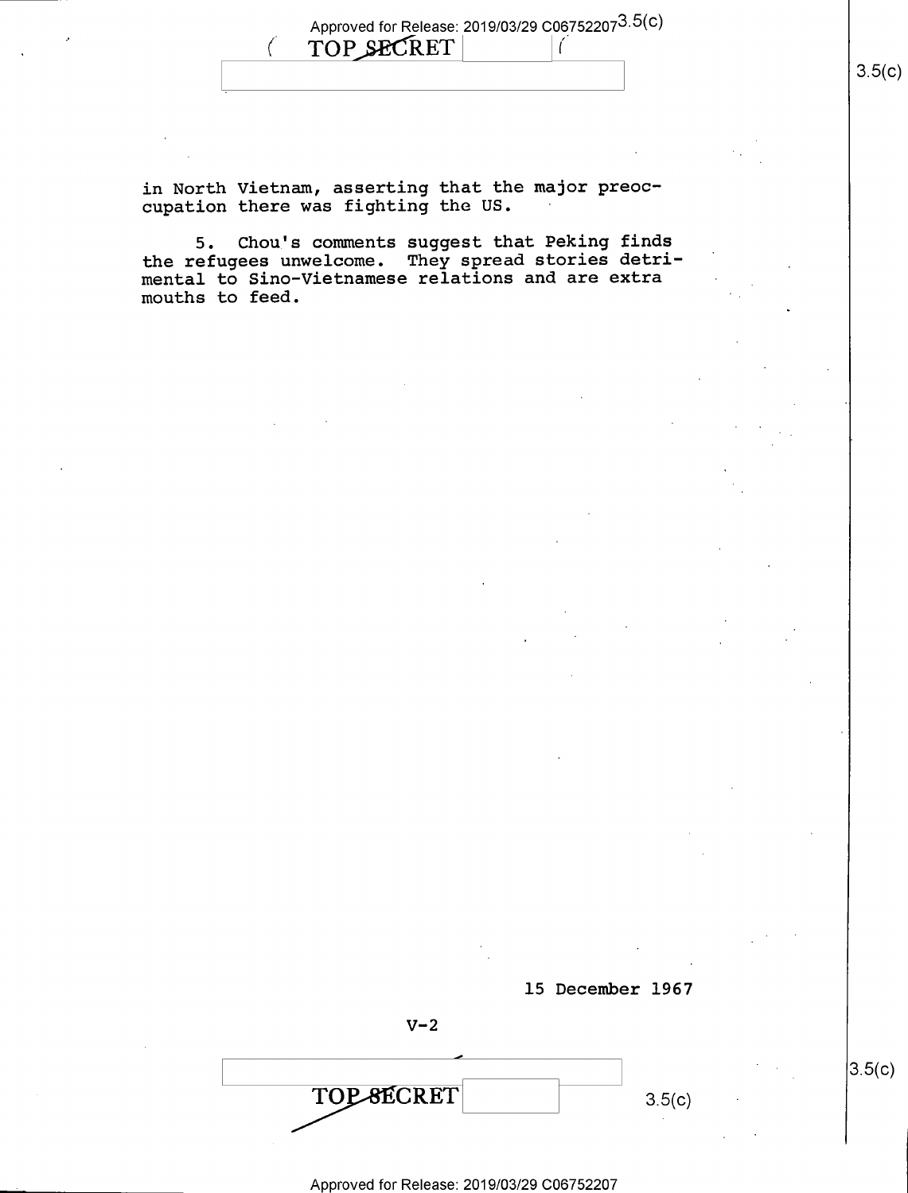in North Vietnam, asserting that the major preoccupation there was fighting the US.

5. Chou's comments suggest that Peking finds the refugees unwelcome. They spread stories detrimental to Sino-Vietnamese relations and are extra mouths to feed.

15 December 1967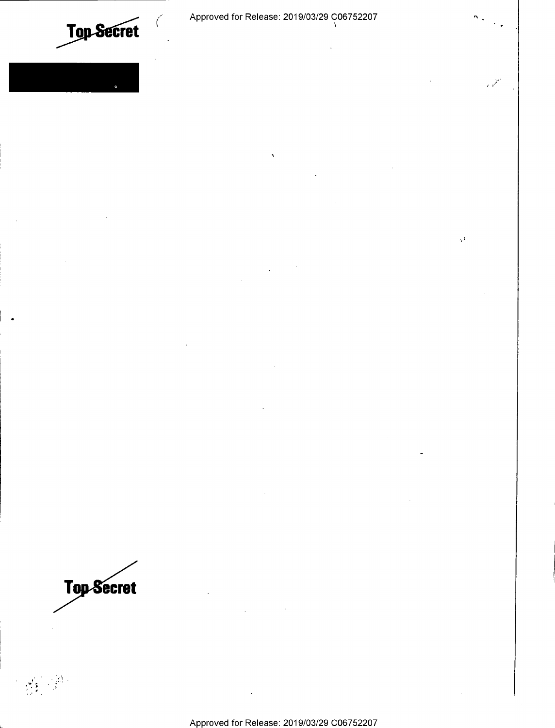Top Secret

Top Secret